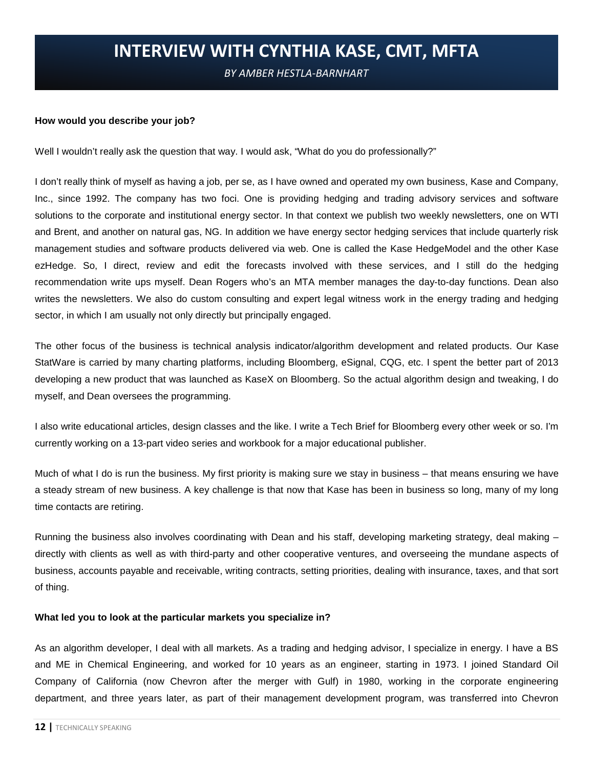# INTERVIEW WITH CYNTHIA KASE, CMT, MFTA

*BY AMBER HESTLA-BARNHART*

**How would you describe your job?**

Well I wouldn't really ask the question that way. I would ask, "What do you do professionally?"

I don't really think of myself as having a job, per se, as I have owned and operated my own business, Kase and Company, Inc., since 1992. The company has two foci. One is providing hedging and trading advisory services and software solutions to the corporate and institutional energy sector. In that context we publish two weekly newsletters, one on WTI and Brent, and another on natural gas, NG. In addition we have energy sector hedging services that include quarterly risk management studies and software products delivered via web. One is called the Kase HedgeModel and the other Kase ezHedge. So, I direct, review and edit the forecasts involved with these services, and I still do the hedging recommendation write ups myself. Dean Rogers who's an MTA member manages the day-to-day functions. Dean also writes the newsletters. We also do custom consulting and expert legal witness work in the energy trading and hedging sector, in which I am usually not only directly but principally engaged.

The other focus of the business is technical analysis indicator/algorithm development and related products. Our Kase StatWare is carried by many charting platforms, including Bloomberg, eSignal, CQG, etc. I spent the better part of 2013 developing a new product that was launched as KaseX on Bloomberg. So the actual algorithm design and tweaking, I do myself, and Dean oversees the programming.

I also write educational articles, design classes and the like. I write a Tech Brief for Bloomberg every other week or so. I'm currently working on a 13-part video series and workbook for a major educational publisher.

Much of what I do is run the business. My first priority is making sure we stay in business – that means ensuring we have a steady stream of new business. A key challenge is that now that Kase has been in business so long, many of my long time contacts are retiring.

Running the business also involves coordinating with Dean and his staff, developing marketing strategy, deal making – directly with clients as well as with third-party and other cooperative ventures, and overseeing the mundane aspects of business, accounts payable and receivable, writing contracts, setting priorities, dealing with insurance, taxes, and that sort of thing.

**What led you to look at the particular markets you specialize in?**

As an algorithm developer, I deal with all markets. As a trading and hedging advisor, I specialize in energy. I have a BS and ME in Chemical Engineering, and worked for 10 years as an engineer, starting in 1973. I joined Standard Oil Company of California (now Chevron after the merger with Gulf) in 1980, working in the corporate engineering department, and three years later, as part of their management development program, was transferred into Chevron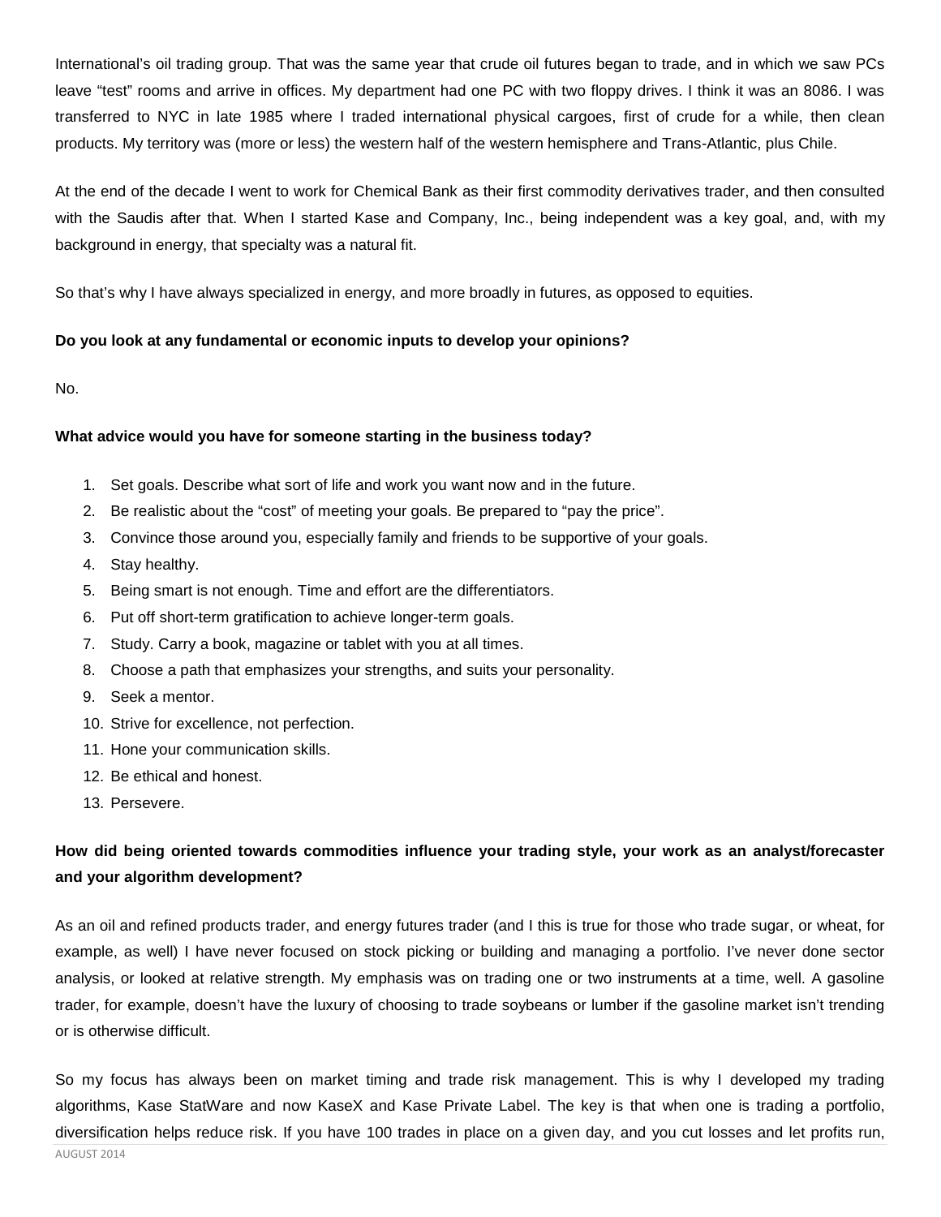International's oil trading group. That was the same year that crude oil futures began to trade, and in which we saw PCs leave "test" rooms and arrive in offices. My department had one PC with two floppy drives. I think it was an 8086. I was transferred to NYC in late 1985 where I traded international physical cargoes, first of crude for a while, then clean products. My territory was (more or less) the western half of the western hemisphere and Trans-Atlantic, plus Chile.

At the end of the decade I went to work for Chemical Bank as their first commodity derivatives trader, and then consulted with the Saudis after that. When I started Kase and Company, Inc., being independent was a key goal, and, with my background in energy, that specialty was a natural fit.

So that's why I have always specialized in energy, and more broadly in futures, as opposed to equities.

**Do you look at any fundamental or economic inputs to develop your opinions?**

No.

**What advice would you have for someone starting in the business today?**

1. Set goals. Describe what sort of life and work you want now and in the future.
2. Be realistic about the "cost" of meeting your goals. Be prepared to "pay the price".
3. Convince those around you, especially family and friends to be supportive of your goals.
4. Stay healthy.
5. Being smart is not enough. Time and effort are the differentiators.
6. Put off short-term gratification to achieve longer-term goals.
7. Study. Carry a book, magazine or tablet with you at all times.
8. Choose a path that emphasizes your strengths, and suits your personality.
9. Seek a mentor.
10. Strive for excellence, not perfection.
11. Hone your communication skills.
12. Be ethical and honest.
13. Persevere.

**How did being oriented towards commodities influence your trading style, your work as an analyst/forecaster and your algorithm development?**

As an oil and refined products trader, and energy futures trader (and I this is true for those who trade sugar, or wheat, for example, as well) I have never focused on stock picking or building and managing a portfolio. I've never done sector analysis, or looked at relative strength. My emphasis was on trading one or two instruments at a time, well. A gasoline trader, for example, doesn't have the luxury of choosing to trade soybeans or lumber if the gasoline market isn't trending or is otherwise difficult.

So my focus has always been on market timing and trade risk management. This is why I developed my trading algorithms, Kase StatWare and now KaseX and Kase Private Label. The key is that when one is trading a portfolio, diversification helps reduce risk. If you have 100 trades in place on a given day, and you cut losses and let profits run,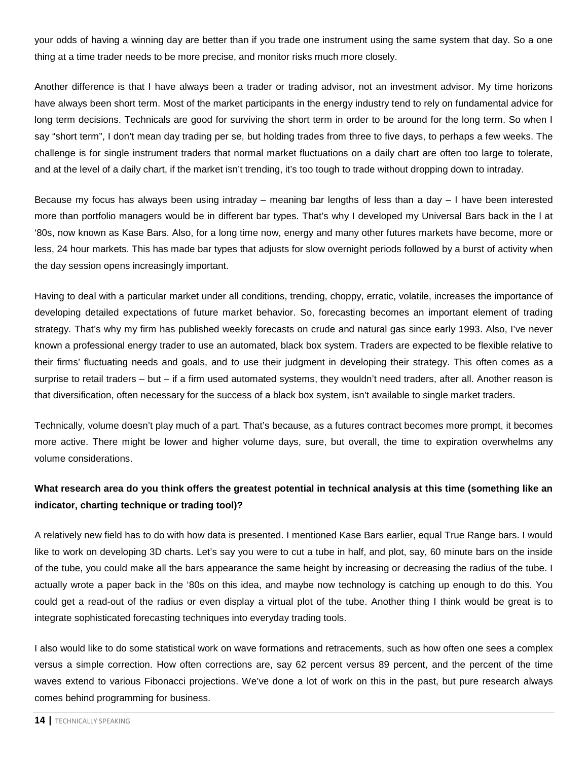your odds of having a winning day are better than if you trade one instrument using the same system that day. So a one thing at a time trader needs to be more precise, and monitor risks much more closely.

Another difference is that I have always been a trader or trading advisor, not an investment advisor. My time horizons have always been short term. Most of the market participants in the energy industry tend to rely on fundamental advice for long term decisions. Technicals are good for surviving the short term in order to be around for the long term. So when I say "short term", I don't mean day trading per se, but holding trades from three to five days, to perhaps a few weeks. The challenge is for single instrument traders that normal market fluctuations on a daily chart are often too large to tolerate, and at the level of a daily chart, if the market isn't trending, it's too tough to trade without dropping down to intraday.

Because my focus has always been using intraday – meaning bar lengths of less than a day – I have been interested more than portfolio managers would be in different bar types. That's why I developed my Universal Bars back in the l at '80s, now known as Kase Bars. Also, for a long time now, energy and many other futures markets have become, more or less, 24 hour markets. This has made bar types that adjusts for slow overnight periods followed by a burst of activity when the day session opens increasingly important.

Having to deal with a particular market under all conditions, trending, choppy, erratic, volatile, increases the importance of developing detailed expectations of future market behavior. So, forecasting becomes an important element of trading strategy. That's why my firm has published weekly forecasts on crude and natural gas since early 1993. Also, I've never known a professional energy trader to use an automated, black box system. Traders are expected to be flexible relative to their firms' fluctuating needs and goals, and to use their judgment in developing their strategy. This often comes as a surprise to retail traders – but – if a firm used automated systems, they wouldn't need traders, after all. Another reason is that diversification, often necessary for the success of a black box system, isn't available to single market traders.

Technically, volume doesn't play much of a part. That's because, as a futures contract becomes more prompt, it becomes more active. There might be lower and higher volume days, sure, but overall, the time to expiration overwhelms any volume considerations.

**What research area do you think offers the greatest potential in technical analysis at this time (something like an indicator, charting technique or trading tool)?**

A relatively new field has to do with how data is presented. I mentioned Kase Bars earlier, equal True Range bars. I would like to work on developing 3D charts. Let's say you were to cut a tube in half, and plot, say, 60 minute bars on the inside of the tube, you could make all the bars appearance the same height by increasing or decreasing the radius of the tube. I actually wrote a paper back in the '80s on this idea, and maybe now technology is catching up enough to do this. You could get a read-out of the radius or even display a virtual plot of the tube. Another thing I think would be great is to integrate sophisticated forecasting techniques into everyday trading tools.

I also would like to do some statistical work on wave formations and retracements, such as how often one sees a complex versus a simple correction. How often corrections are, say 62 percent versus 89 percent, and the percent of the time waves extend to various Fibonacci projections. We've done a lot of work on this in the past, but pure research always comes behind programming for business.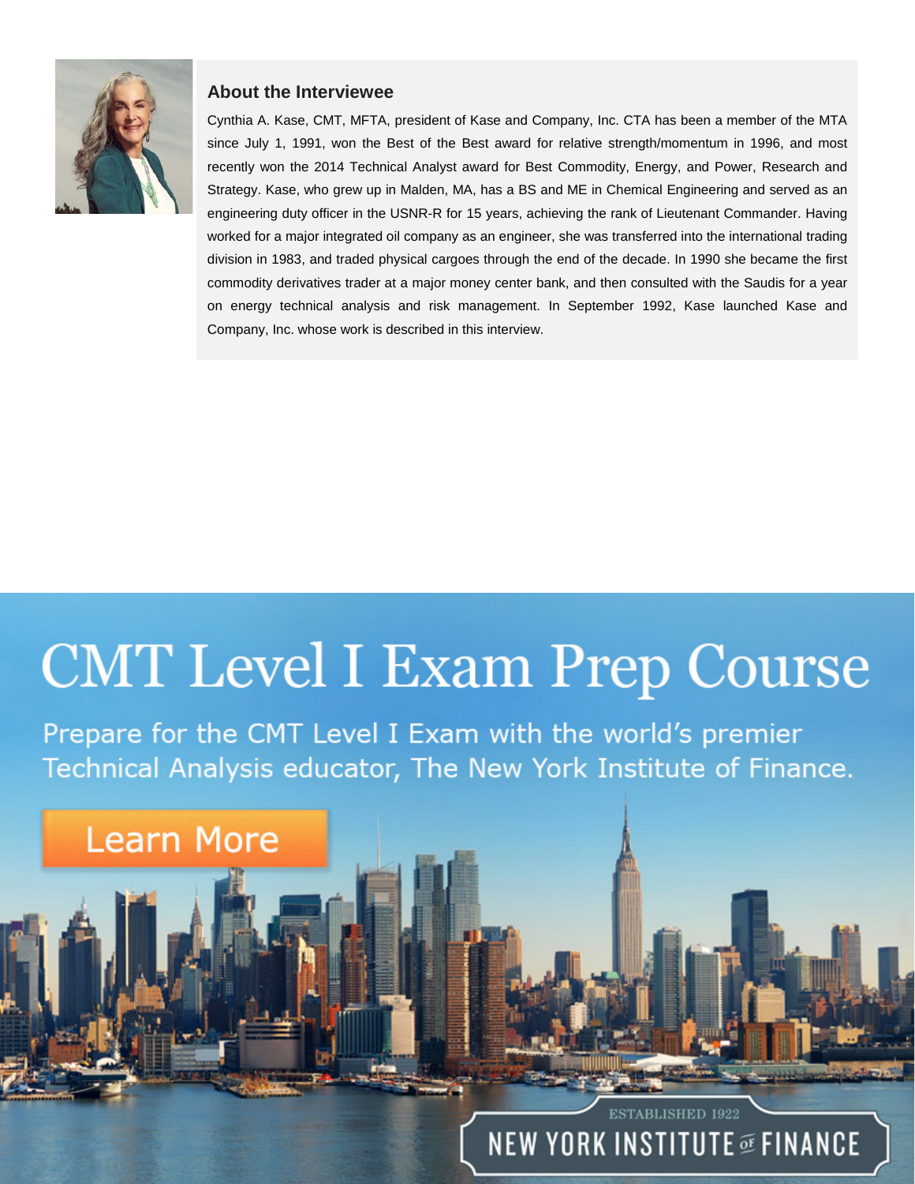### About the Interviewee

Cynthia A. Kase, CMT, MFTA, president of Kase and Company, Inc. CTA has been a member of the MTA since July 1, 1991, won the Best of the Best award for relative strength/momentum in 1996, and most recently won the 2014 Technical Analyst award for Best Commodity, Energy, and Power, Research and Strategy. Kase, who grew up in Malden, MA, has a BS and ME in Chemical Engineering and served as an engineering duty officer in the USNR-R for 15 years, achieving the rank of Lieutenant Commander. Having worked for a major integrated oil company as an engineer, she was transferred into the international trading division in 1983, and traded physical cargoes through the end of the decade. In 1990 she became the first commodity derivatives trader at a major money center bank, and then consulted with the Saudis for a year on energy technical analysis and risk management. In September 1992, Kase launched Kase and Company, Inc. whose work is described in this interview.

# CMT Level I Exam Prep Course

Prepare for the CMT Level I Exam with the world's premier Technical Analysis educator, The New York Institute of Finance.

Learn More

ESTABLISHED 1922

NEW YORK INSTITUTE OF FINANCE